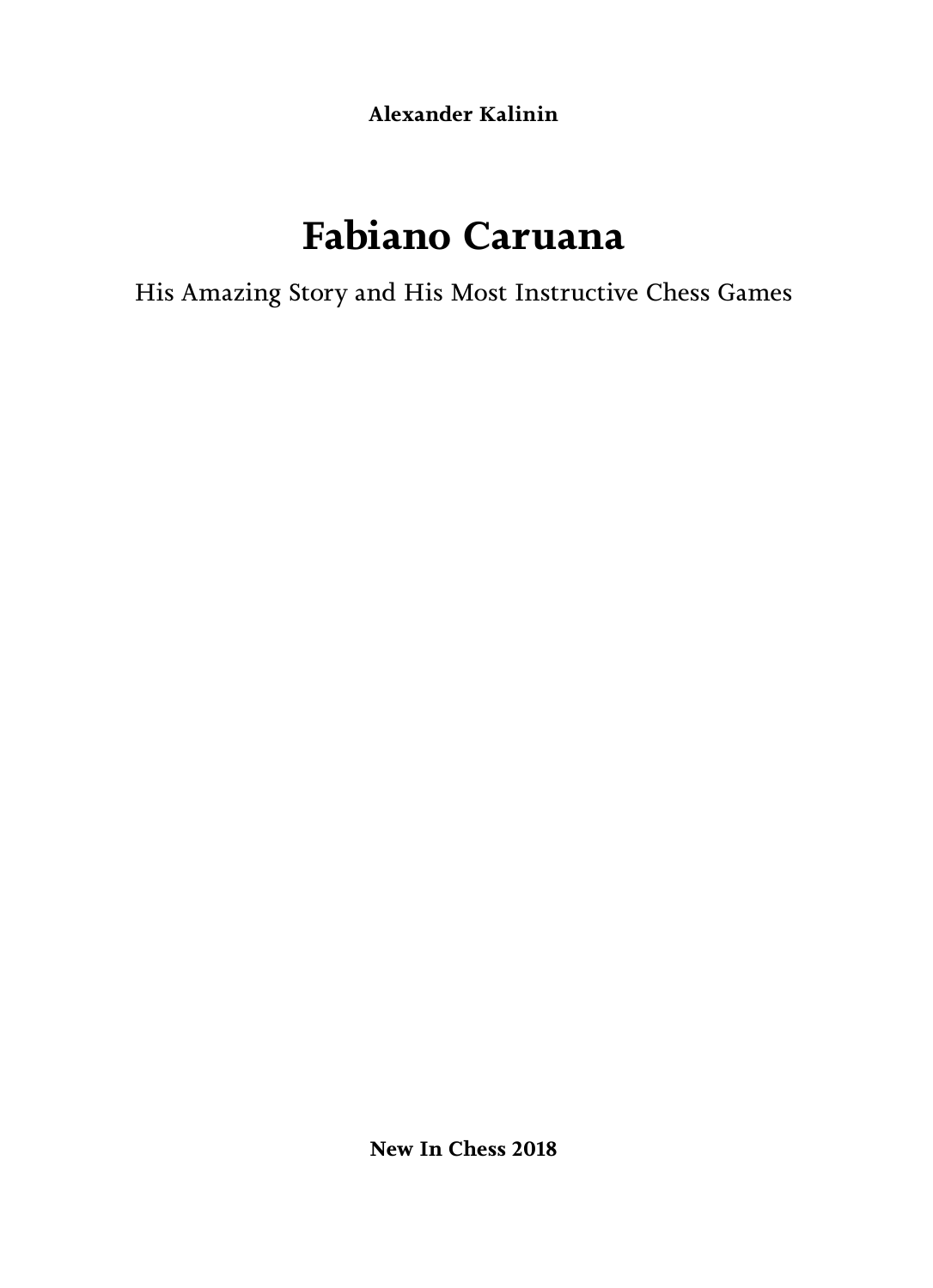**Alexander Kalinin**

# Fabiano Caruana

His Amazing Story and His Most Instructive Chess Games

**New In Chess 2018**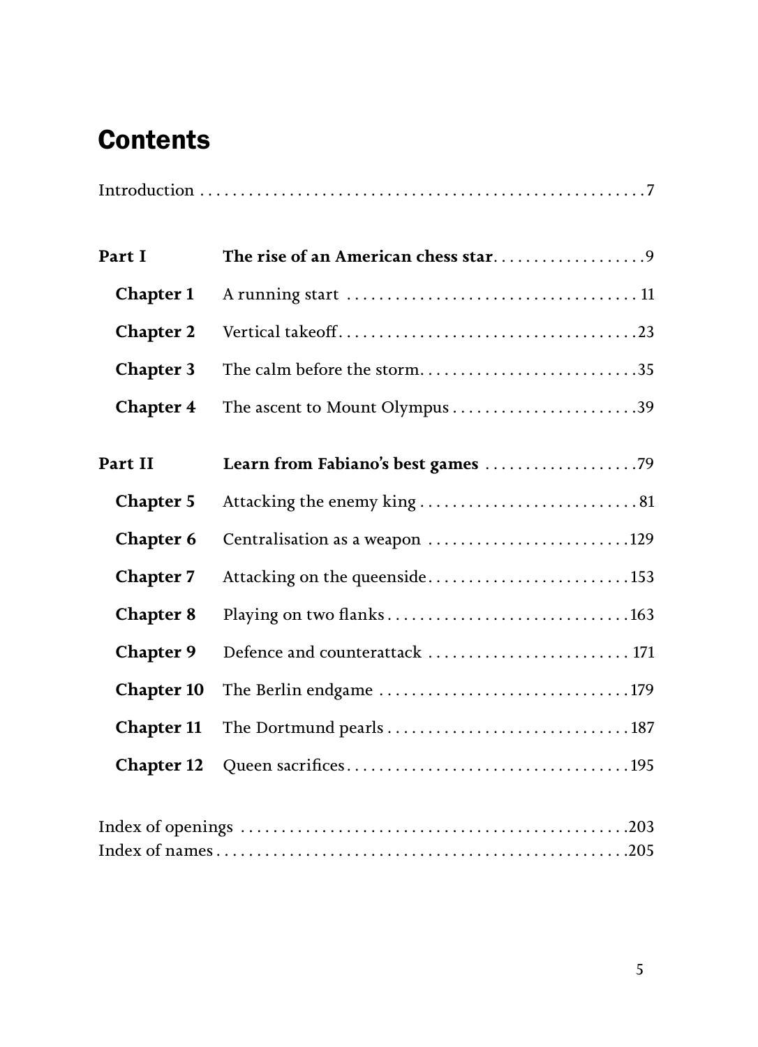# Contents

Introduction . . . . . . . . . . . . . . . . . . . . . . . . . . . . . . . . . . . . . . . . . . . . . . . . . . . . . . . .7

| | | |
|---|---|---|
| **Part I** | **The rise of an American chess star** | 9 |
| **Chapter 1** | A running start | 11 |
| **Chapter 2** | Vertical takeoff | 23 |
| **Chapter 3** | The calm before the storm | 35 |
| **Chapter 4** | The ascent to Mount Olympus | 39 |
| **Part II** | **Learn from Fabiano's best games** | 79 |
| **Chapter 5** | Attacking the enemy king | 81 |
| **Chapter 6** | Centralisation as a weapon | 129 |
| **Chapter 7** | Attacking on the queenside | 153 |
| **Chapter 8** | Playing on two flanks | 163 |
| **Chapter 9** | Defence and counterattack | 171 |
| **Chapter 10** | The Berlin endgame | 179 |
| **Chapter 11** | The Dortmund pearls | 187 |
| **Chapter 12** | Queen sacrifices | 195 |

Index of openings . . . . . . . . . . . . . . . . . . . . . . . . . . . . . . . . . . . . . . . . . . . . . . .203
Index of names . . . . . . . . . . . . . . . . . . . . . . . . . . . . . . . . . . . . . . . . . . . . . . . . . .205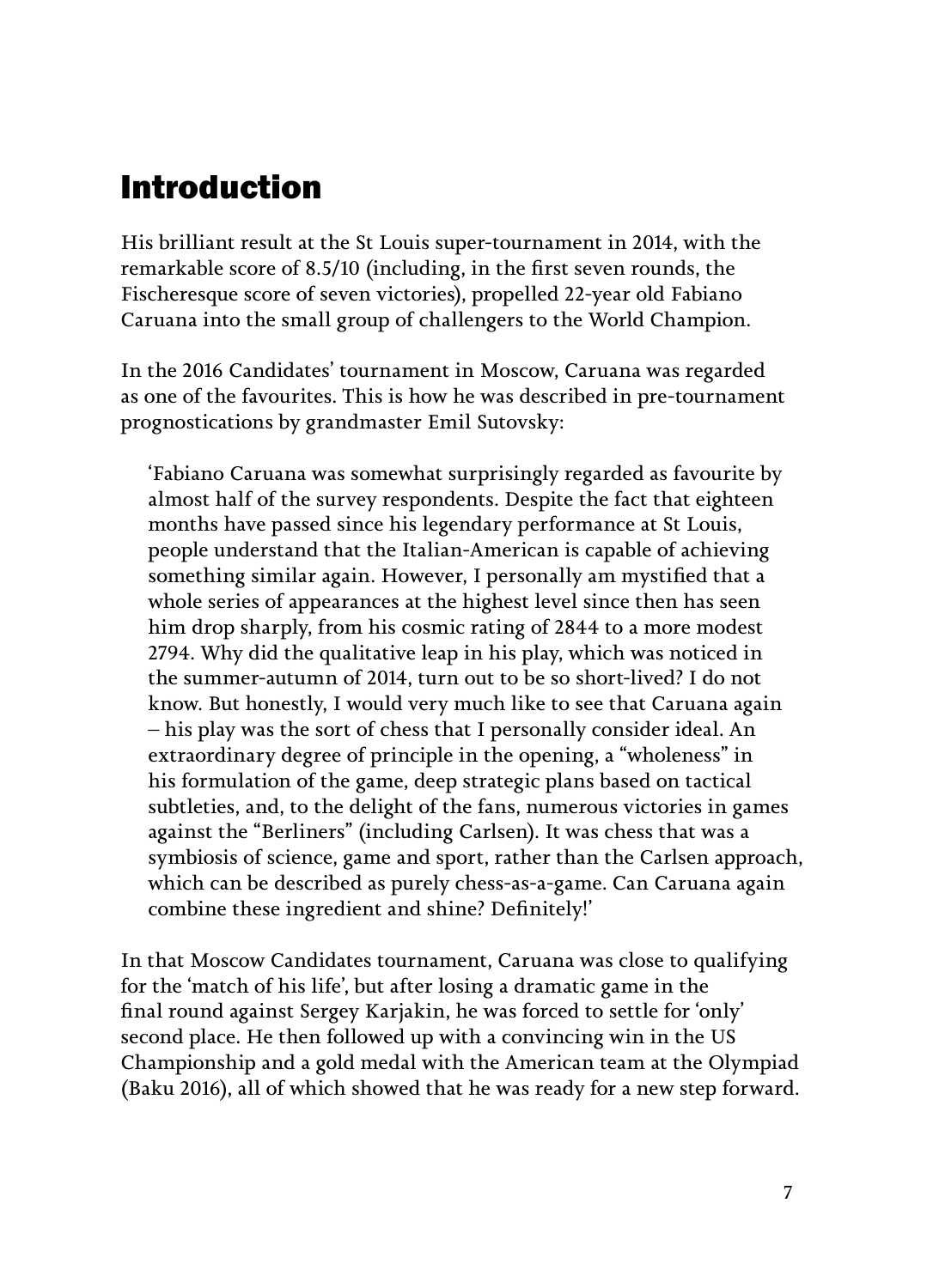# Introduction

His brilliant result at the St Louis super-tournament in 2014, with the remarkable score of 8.5/10 (including, in the first seven rounds, the Fischeresque score of seven victories), propelled 22-year old Fabiano Caruana into the small group of challengers to the World Champion.

In the 2016 Candidates' tournament in Moscow, Caruana was regarded as one of the favourites. This is how he was described in pre-tournament prognostications by grandmaster Emil Sutovsky:

> 'Fabiano Caruana was somewhat surprisingly regarded as favourite by almost half of the survey respondents. Despite the fact that eighteen months have passed since his legendary performance at St Louis, people understand that the Italian-American is capable of achieving something similar again. However, I personally am mystified that a whole series of appearances at the highest level since then has seen him drop sharply, from his cosmic rating of 2844 to a more modest 2794. Why did the qualitative leap in his play, which was noticed in the summer-autumn of 2014, turn out to be so short-lived? I do not know. But honestly, I would very much like to see that Caruana again – his play was the sort of chess that I personally consider ideal. An extraordinary degree of principle in the opening, a "wholeness" in his formulation of the game, deep strategic plans based on tactical subtleties, and, to the delight of the fans, numerous victories in games against the "Berliners" (including Carlsen). It was chess that was a symbiosis of science, game and sport, rather than the Carlsen approach, which can be described as purely chess-as-a-game. Can Caruana again combine these ingredient and shine? Definitely!'

In that Moscow Candidates tournament, Caruana was close to qualifying for the 'match of his life', but after losing a dramatic game in the final round against Sergey Karjakin, he was forced to settle for 'only' second place. He then followed up with a convincing win in the US Championship and a gold medal with the American team at the Olympiad (Baku 2016), all of which showed that he was ready for a new step forward.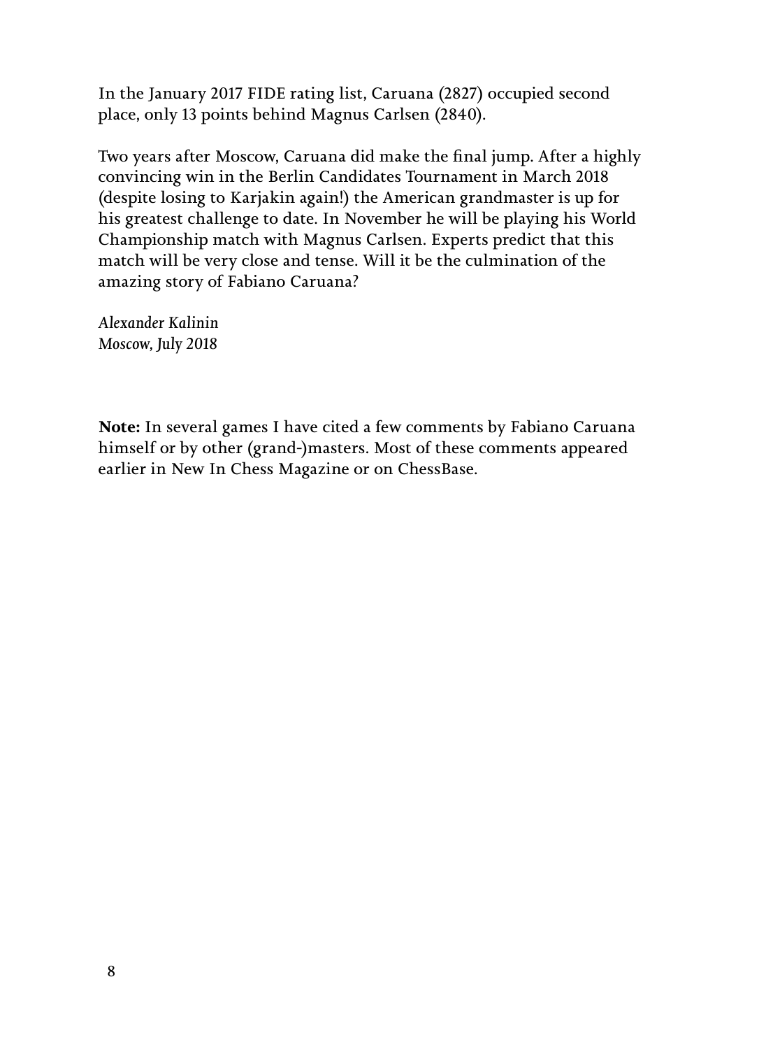In the January 2017 FIDE rating list, Caruana (2827) occupied second place, only 13 points behind Magnus Carlsen (2840).

Two years after Moscow, Caruana did make the final jump. After a highly convincing win in the Berlin Candidates Tournament in March 2018 (despite losing to Karjakin again!) the American grandmaster is up for his greatest challenge to date. In November he will be playing his World Championship match with Magnus Carlsen. Experts predict that this match will be very close and tense. Will it be the culmination of the amazing story of Fabiano Caruana?

*Alexander Kalinin*
*Moscow, July 2018*

**Note:** In several games I have cited a few comments by Fabiano Caruana himself or by other (grand-)masters. Most of these comments appeared earlier in New In Chess Magazine or on ChessBase.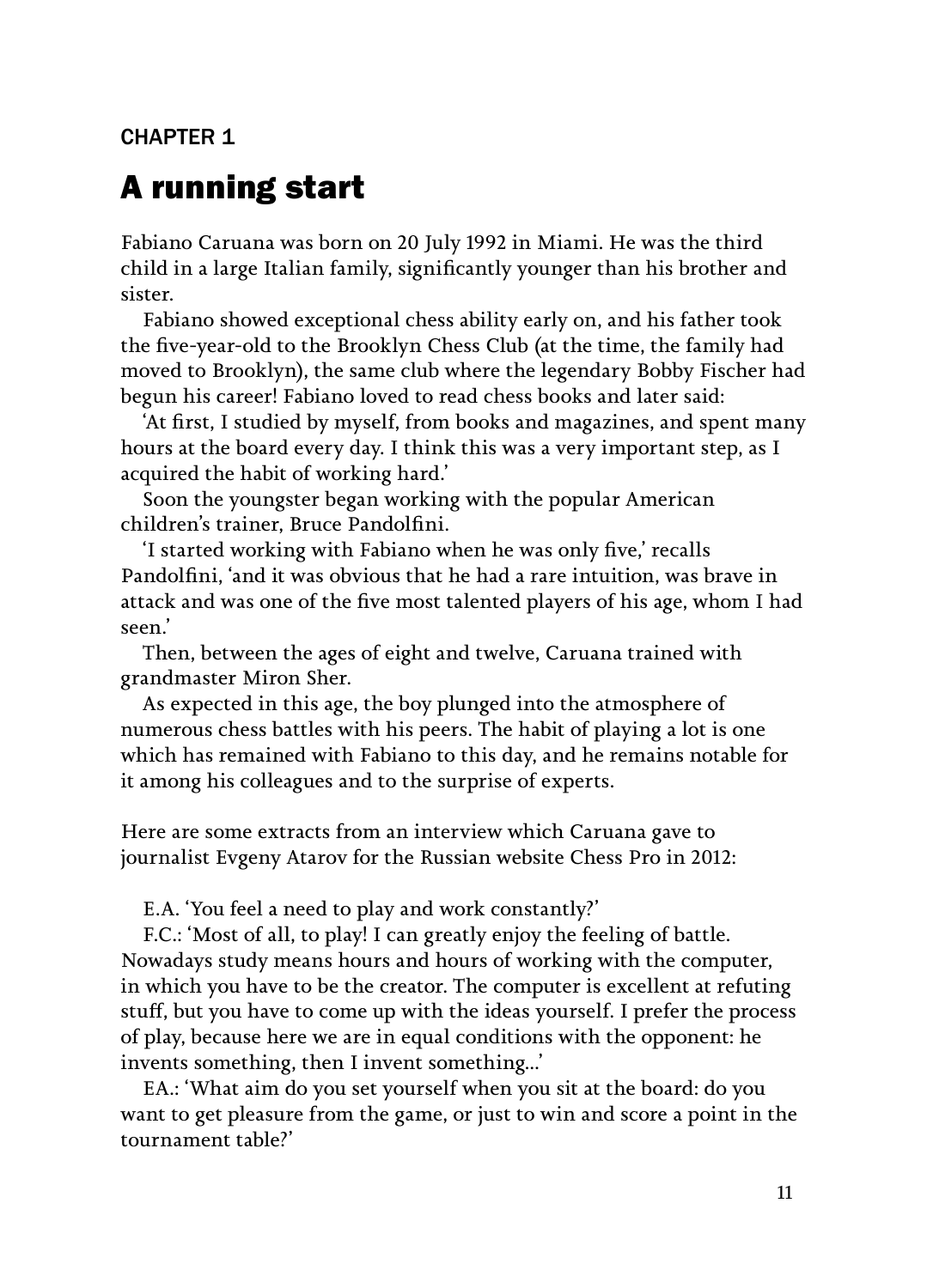CHAPTER 1

# A running start

Fabiano Caruana was born on 20 July 1992 in Miami. He was the third child in a large Italian family, significantly younger than his brother and sister.

Fabiano showed exceptional chess ability early on, and his father took the five-year-old to the Brooklyn Chess Club (at the time, the family had moved to Brooklyn), the same club where the legendary Bobby Fischer had begun his career! Fabiano loved to read chess books and later said:

'At first, I studied by myself, from books and magazines, and spent many hours at the board every day. I think this was a very important step, as I acquired the habit of working hard.'

Soon the youngster began working with the popular American children's trainer, Bruce Pandolfini.

'I started working with Fabiano when he was only five,' recalls Pandolfini, 'and it was obvious that he had a rare intuition, was brave in attack and was one of the five most talented players of his age, whom I had seen.'

Then, between the ages of eight and twelve, Caruana trained with grandmaster Miron Sher.

As expected in this age, the boy plunged into the atmosphere of numerous chess battles with his peers. The habit of playing a lot is one which has remained with Fabiano to this day, and he remains notable for it among his colleagues and to the surprise of experts.

Here are some extracts from an interview which Caruana gave to journalist Evgeny Atarov for the Russian website Chess Pro in 2012:

E.A. 'You feel a need to play and work constantly?'

F.C.: 'Most of all, to play! I can greatly enjoy the feeling of battle. Nowadays study means hours and hours of working with the computer, in which you have to be the creator. The computer is excellent at refuting stuff, but you have to come up with the ideas yourself. I prefer the process of play, because here we are in equal conditions with the opponent: he invents something, then I invent something...'

EA.: 'What aim do you set yourself when you sit at the board: do you want to get pleasure from the game, or just to win and score a point in the tournament table?'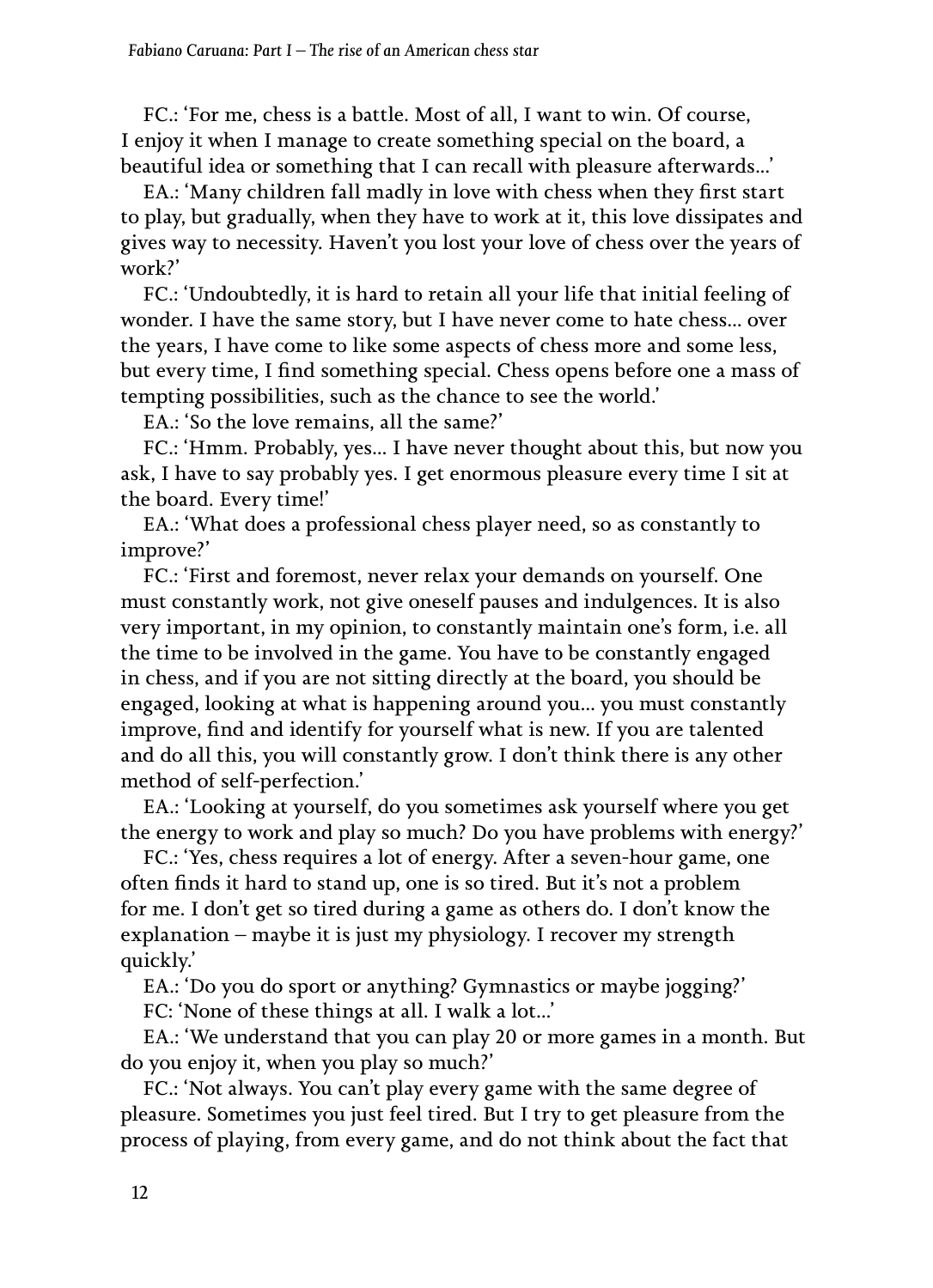FC.: 'For me, chess is a battle. Most of all, I want to win. Of course, I enjoy it when I manage to create something special on the board, a beautiful idea or something that I can recall with pleasure afterwards...'

EA.: 'Many children fall madly in love with chess when they first start to play, but gradually, when they have to work at it, this love dissipates and gives way to necessity. Haven't you lost your love of chess over the years of work?'

FC.: 'Undoubtedly, it is hard to retain all your life that initial feeling of wonder. I have the same story, but I have never come to hate chess... over the years, I have come to like some aspects of chess more and some less, but every time, I find something special. Chess opens before one a mass of tempting possibilities, such as the chance to see the world.'

EA.: 'So the love remains, all the same?'

FC.: 'Hmm. Probably, yes... I have never thought about this, but now you ask, I have to say probably yes. I get enormous pleasure every time I sit at the board. Every time!'

EA.: 'What does a professional chess player need, so as constantly to improve?'

FC.: 'First and foremost, never relax your demands on yourself. One must constantly work, not give oneself pauses and indulgences. It is also very important, in my opinion, to constantly maintain one's form, i.e. all the time to be involved in the game. You have to be constantly engaged in chess, and if you are not sitting directly at the board, you should be engaged, looking at what is happening around you... you must constantly improve, find and identify for yourself what is new. If you are talented and do all this, you will constantly grow. I don't think there is any other method of self-perfection.'

EA.: 'Looking at yourself, do you sometimes ask yourself where you get the energy to work and play so much? Do you have problems with energy?'

FC.: 'Yes, chess requires a lot of energy. After a seven-hour game, one often finds it hard to stand up, one is so tired. But it's not a problem for me. I don't get so tired during a game as others do. I don't know the explanation – maybe it is just my physiology. I recover my strength quickly.'

EA.: 'Do you do sport or anything? Gymnastics or maybe jogging?'

FC: 'None of these things at all. I walk a lot...'

EA.: 'We understand that you can play 20 or more games in a month. But do you enjoy it, when you play so much?'

FC.: 'Not always. You can't play every game with the same degree of pleasure. Sometimes you just feel tired. But I try to get pleasure from the process of playing, from every game, and do not think about the fact that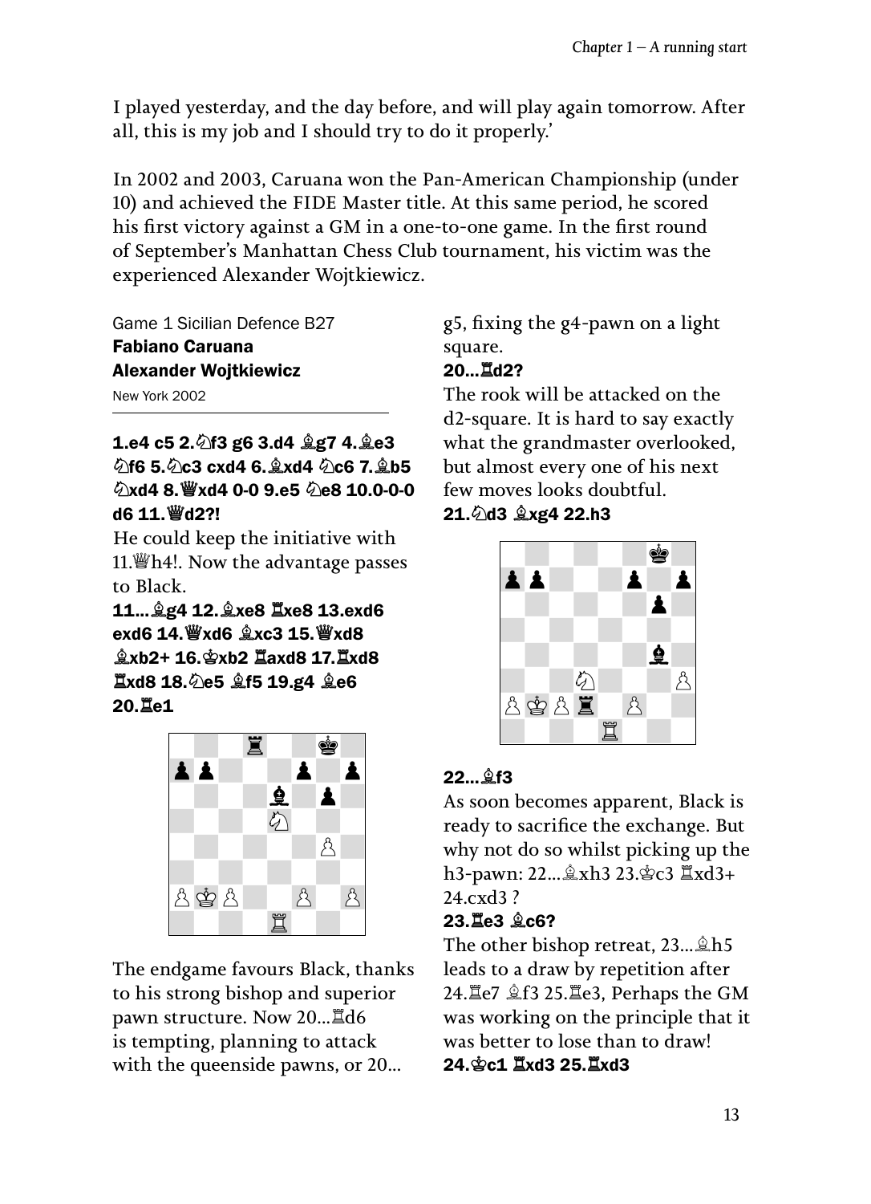I played yesterday, and the day before, and will play again tomorrow. After all, this is my job and I should try to do it properly.'

In 2002 and 2003, Caruana won the Pan-American Championship (under 10) and achieved the FIDE Master title. At this same period, he scored his first victory against a GM in a one-to-one game. In the first round of September's Manhattan Chess Club tournament, his victim was the experienced Alexander Wojtkiewicz.

Game 1 Sicilian Defence B27
**Fabiano Caruana**
**Alexander Wojtkiewicz**
New York 2002

**1.e4 c5 2.♘f3 g6 3.d4 ♗g7 4.♗e3 ♘f6 5.♘c3 cxd4 6.♗xd4 ♘c6 7.♗b5 ♘xd4 8.♕xd4 0-0 9.e5 ♘e8 10.0-0-0 d6 11.♕d2?!**

He could keep the initiative with 11.♕h4!. Now the advantage passes to Black.

**11...♗g4 12.♗xe8 ♖xe8 13.exd6 exd6 14.♕xd6 ♗xc3 15.♕xd8 ♗xb2+ 16.♔xb2 ♖axd8 17.♖xd8 ♖xd8 18.♘e5 ♗f5 19.g4 ♗e6 20.♖e1**

The endgame favours Black, thanks to his strong bishop and superior pawn structure. Now 20...♖d6 is tempting, planning to attack with the queenside pawns, or 20...g5, fixing the g4-pawn on a light square.

**20...♖d2?**

The rook will be attacked on the d2-square. It is hard to say exactly what the grandmaster overlooked, but almost every one of his next few moves looks doubtful.

**21.♘d3 ♗xg4 22.h3**

**22...♗f3**

As soon becomes apparent, Black is ready to sacrifice the exchange. But why not do so whilst picking up the h3-pawn: 22...♗xh3 23.♔c3 ♖xd3+ 24.cxd3 ?

**23.♖e3 ♗c6?**

The other bishop retreat, 23...♗h5 leads to a draw by repetition after 24.♖e7 ♗f3 25.♖e3, Perhaps the GM was working on the principle that it was better to lose than to draw!

**24.♔c1 ♖xd3 25.♖xd3**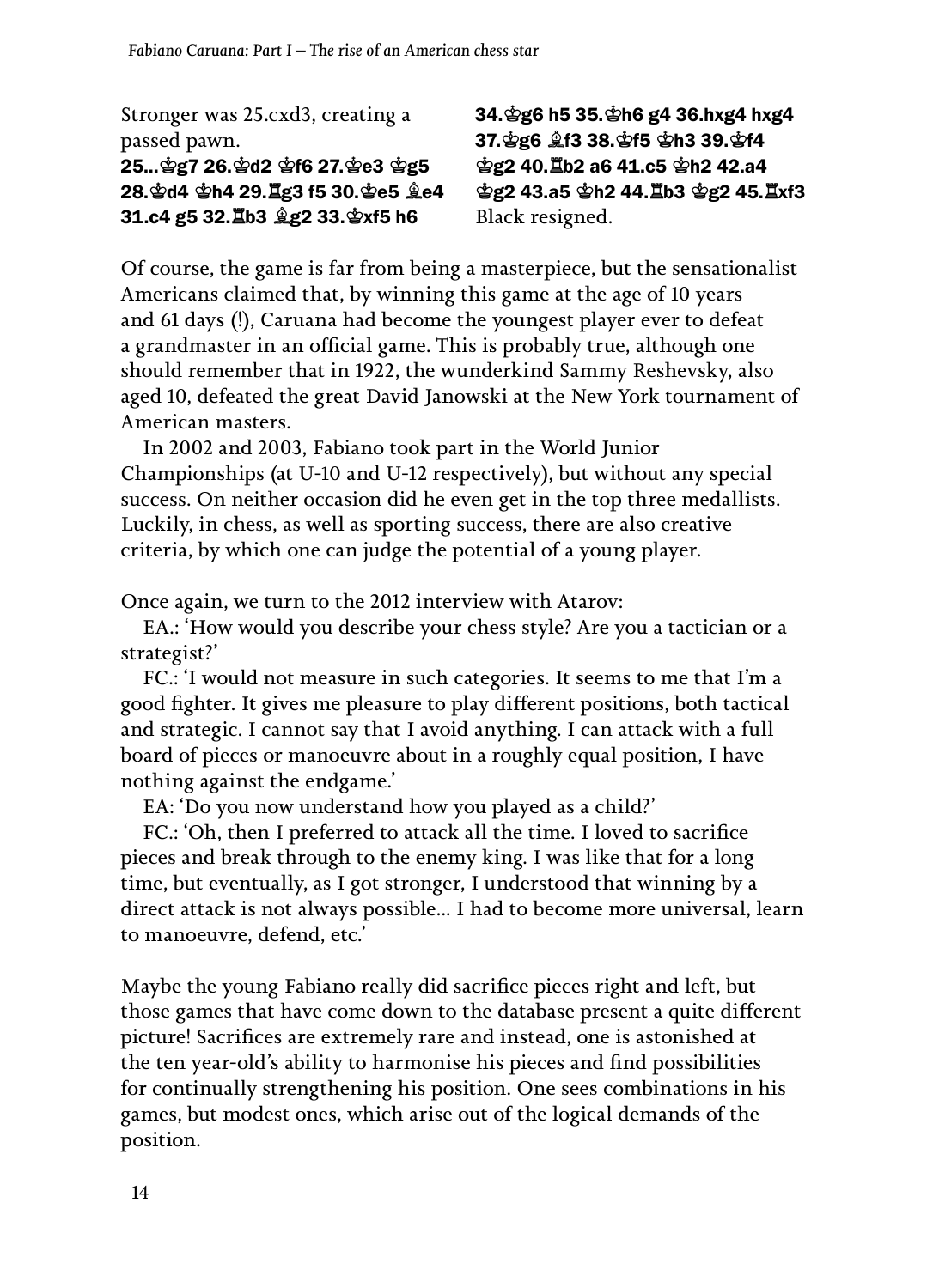Stronger was 25.cxd3, creating a passed pawn.

**25...♔g7 26.♔d2 ♔f6 27.♔e3 ♔g5 28.♔d4 ♔h4 29.♖g3 f5 30.♔e5 ♗e4 31.c4 g5 32.♖b3 ♗g2 33.♔xf5 h6 34.♔g6 h5 35.♔h6 g4 36.hxg4 hxg4 37.♔g6 ♗f3 38.♔f5 ♔h3 39.♔f4 ♔g2 40.♖b2 a6 41.c5 ♔h2 42.a4 ♔g2 43.a5 ♔h2 44.♖b3 ♔g2 45.♖xf3** Black resigned.

Of course, the game is far from being a masterpiece, but the sensationalist Americans claimed that, by winning this game at the age of 10 years and 61 days (!), Caruana had become the youngest player ever to defeat a grandmaster in an official game. This is probably true, although one should remember that in 1922, the wunderkind Sammy Reshevsky, also aged 10, defeated the great David Janowski at the New York tournament of American masters.

In 2002 and 2003, Fabiano took part in the World Junior Championships (at U-10 and U-12 respectively), but without any special success. On neither occasion did he even get in the top three medallists. Luckily, in chess, as well as sporting success, there are also creative criteria, by which one can judge the potential of a young player.

Once again, we turn to the 2012 interview with Atarov:

EA.: 'How would you describe your chess style? Are you a tactician or a strategist?'

FC.: 'I would not measure in such categories. It seems to me that I'm a good fighter. It gives me pleasure to play different positions, both tactical and strategic. I cannot say that I avoid anything. I can attack with a full board of pieces or manoeuvre about in a roughly equal position, I have nothing against the endgame.'

EA: 'Do you now understand how you played as a child?'

FC.: 'Oh, then I preferred to attack all the time. I loved to sacrifice pieces and break through to the enemy king. I was like that for a long time, but eventually, as I got stronger, I understood that winning by a direct attack is not always possible... I had to become more universal, learn to manoeuvre, defend, etc.'

Maybe the young Fabiano really did sacrifice pieces right and left, but those games that have come down to the database present a quite different picture! Sacrifices are extremely rare and instead, one is astonished at the ten year-old's ability to harmonise his pieces and find possibilities for continually strengthening his position. One sees combinations in his games, but modest ones, which arise out of the logical demands of the position.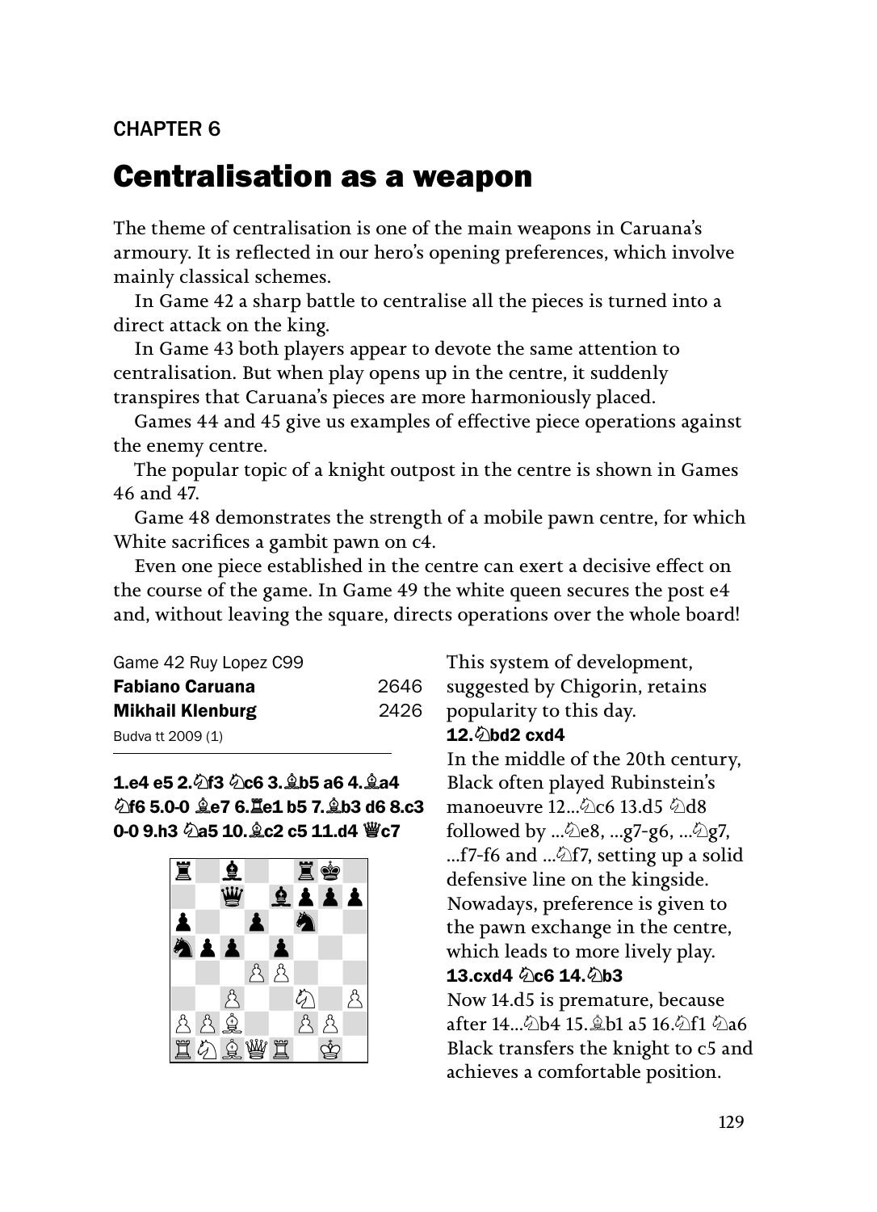CHAPTER 6

# Centralisation as a weapon

The theme of centralisation is one of the main weapons in Caruana's armoury. It is reflected in our hero's opening preferences, which involve mainly classical schemes.

In Game 42 a sharp battle to centralise all the pieces is turned into a direct attack on the king.

In Game 43 both players appear to devote the same attention to centralisation. But when play opens up in the centre, it suddenly transpires that Caruana's pieces are more harmoniously placed.

Games 44 and 45 give us examples of effective piece operations against the enemy centre.

The popular topic of a knight outpost in the centre is shown in Games 46 and 47.

Game 48 demonstrates the strength of a mobile pawn centre, for which White sacrifices a gambit pawn on c4.

Even one piece established in the centre can exert a decisive effect on the course of the game. In Game 49 the white queen secures the post e4 and, without leaving the square, directs operations over the whole board!

Game 42 Ruy Lopez C99

**Fabiano Caruana** 2646
**Mikhail Klenburg** 2426
Budva tt 2009 (1)

**1.e4 e5 2.♘f3 ♘c6 3.♗b5 a6 4.♗a4 ♘f6 5.0-0 ♗e7 6.♖e1 b5 7.♗b3 d6 8.c3 0-0 9.h3 ♘a5 10.♗c2 c5 11.d4 ♕c7**

This system of development, suggested by Chigorin, retains popularity to this day.

**12.♘bd2 cxd4**

In the middle of the 20th century, Black often played Rubinstein's manoeuvre 12...♘c6 13.d5 ♘d8 followed by ...♘e8, ...g7-g6, ...♘g7, ...f7-f6 and ...♘f7, setting up a solid defensive line on the kingside. Nowadays, preference is given to the pawn exchange in the centre, which leads to more lively play.

**13.cxd4 ♘c6 14.♘b3**

Now 14.d5 is premature, because after 14...♘b4 15.♗b1 a5 16.♘f1 ♘a6 Black transfers the knight to c5 and achieves a comfortable position.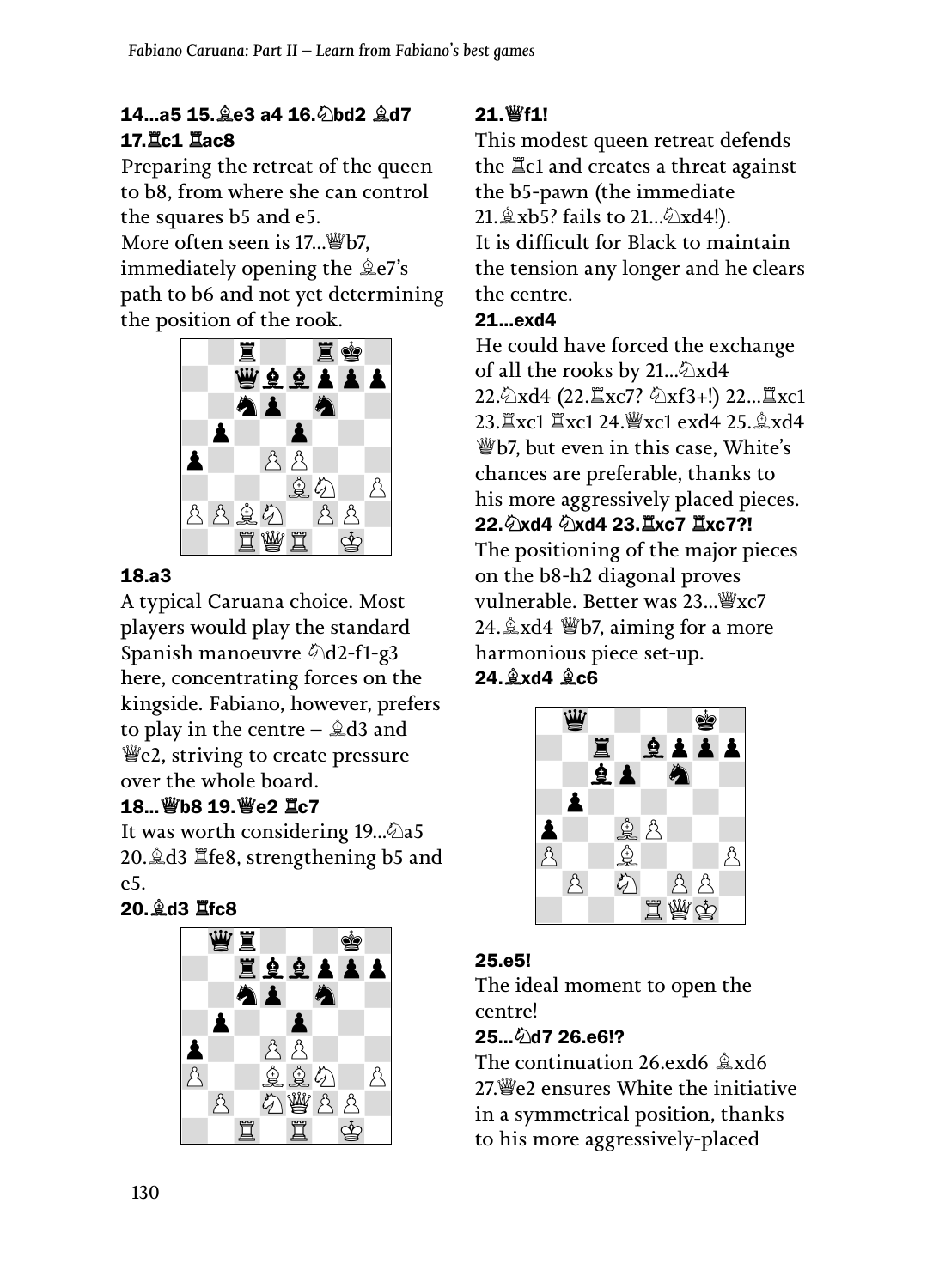**14...a5 15.♗e3 a4 16.♘bd2 ♗d7 17.♖c1 ♖ac8**

Preparing the retreat of the queen to b8, from where she can control the squares b5 and e5.

More often seen is 17...♕b7, immediately opening the ♗e7's path to b6 and not yet determining the position of the rook.

**18.a3**

A typical Caruana choice. Most players would play the standard Spanish manoeuvre ♘d2-f1-g3 here, concentrating forces on the kingside. Fabiano, however, prefers to play in the centre – ♗d3 and ♕e2, striving to create pressure over the whole board.

**18...♕b8 19.♕e2 ♖c7**

It was worth considering 19...♘a5 20.♗d3 ♖fe8, strengthening b5 and e5.

**20.♗d3 ♖fc8**

**21.♕f1!**

This modest queen retreat defends the ♖c1 and creates a threat against the b5-pawn (the immediate 21.♗xb5? fails to 21...♘xd4!).

It is difficult for Black to maintain the tension any longer and he clears the centre.

**21...exd4**

He could have forced the exchange of all the rooks by 21...♘xd4 22.♘xd4 (22.♖xc7? ♘xf3+!) 22...♖xc1 23.♖xc1 ♖xc1 24.♕xc1 exd4 25.♗xd4 ♕b7, but even in this case, White's chances are preferable, thanks to his more aggressively placed pieces.

**22.♘xd4 ♘xd4 23.♖xc7 ♖xc7?!**

The positioning of the major pieces on the b8-h2 diagonal proves vulnerable. Better was 23...♕xc7 24.♗xd4 ♕b7, aiming for a more harmonious piece set-up.

**24.♗xd4 ♗c6**

**25.e5!**

The ideal moment to open the centre!

**25...♘d7 26.e6!?**

The continuation 26.exd6 ♗xd6 27.♕e2 ensures White the initiative in a symmetrical position, thanks to his more aggressively-placed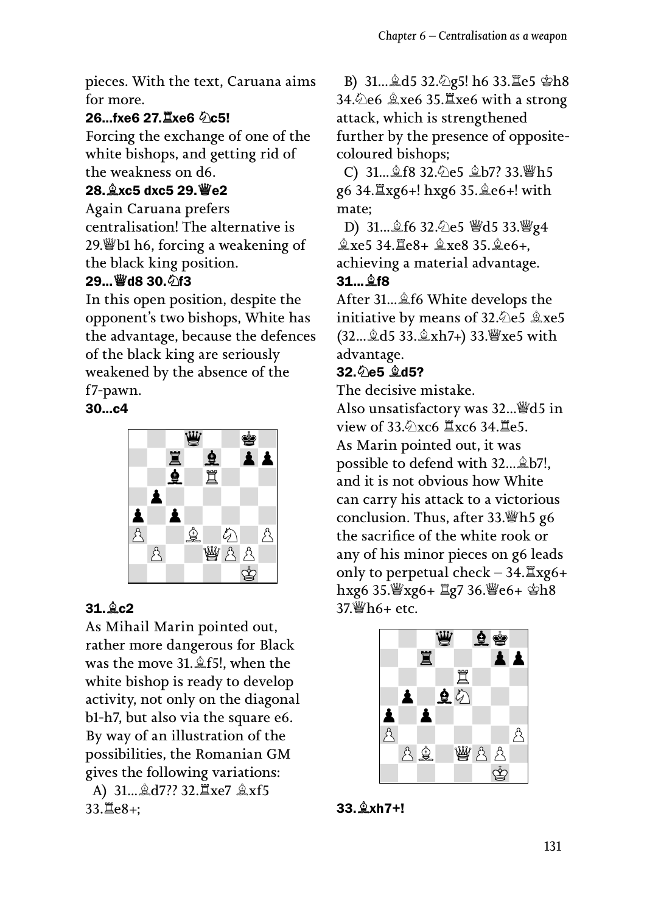pieces. With the text, Caruana aims for more.

**26...fxe6 27.♖xe6 ♘c5!**

Forcing the exchange of one of the white bishops, and getting rid of the weakness on d6.

**28.♗xc5 dxc5 29.♕e2**

Again Caruana prefers centralisation! The alternative is 29.♕b1 h6, forcing a weakening of the black king position.

**29...♕d8 30.♘f3**

In this open position, despite the opponent's two bishops, White has the advantage, because the defences of the black king are seriously weakened by the absence of the f7-pawn.

**30...c4**

**31.♗c2**

As Mihail Marin pointed out, rather more dangerous for Black was the move 31.♗f5!, when the white bishop is ready to develop activity, not only on the diagonal b1-h7, but also via the square e6. By way of an illustration of the possibilities, the Romanian GM gives the following variations:

A) 31...♗d7?? 32.♖xe7 ♗xf5 33.♖e8+;

B) 31...♗d5 32.♘g5! h6 33.♖e5 ♔h8 34.♘e6 ♗xe6 35.♖xe6 with a strong attack, which is strengthened further by the presence of opposite-coloured bishops;

C) 31...♗f8 32.♘e5 ♗b7? 33.♕h5 g6 34.♖xg6+! hxg6 35.♗e6+! with mate;

D) 31...♗f6 32.♘e5 ♕d5 33.♕g4 ♗xe5 34.♖e8+ ♗xe8 35.♗e6+, achieving a material advantage.

**31...♗f8**

After 31...♗f6 White develops the initiative by means of 32.♘e5 ♗xe5 (32...♗d5 33.♗xh7+) 33.♕xe5 with advantage.

**32.♘e5 ♗d5?**

The decisive mistake.

Also unsatisfactory was 32...♕d5 in view of 33.♘xc6 ♖xc6 34.♖e5.

As Marin pointed out, it was possible to defend with 32...♗b7!, and it is not obvious how White can carry his attack to a victorious conclusion. Thus, after 33.♕h5 g6 the sacrifice of the white rook or any of his minor pieces on g6 leads only to perpetual check – 34.♖xg6+ hxg6 35.♕xg6+ ♖g7 36.♕e6+ ♔h8 37.♕h6+ etc.

**33.♗xh7+!**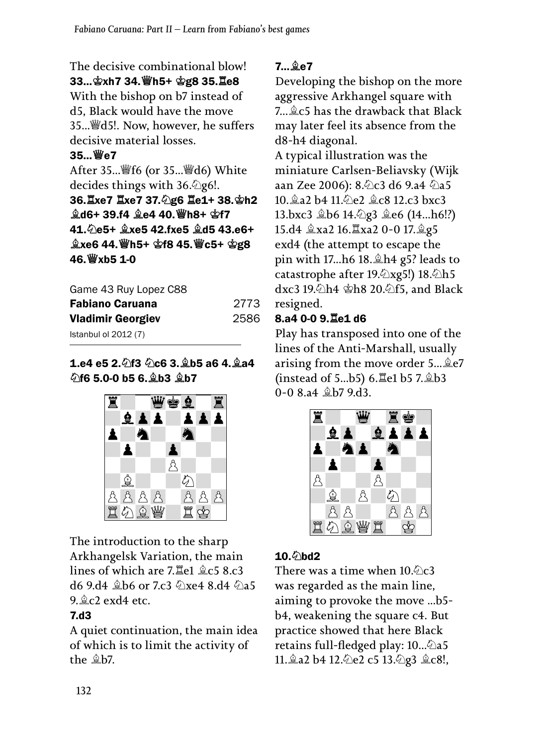The decisive combinational blow!

**33...♔xh7 34.♕h5+ ♔g8 35.♖e8**

With the bishop on b7 instead of d5, Black would have the move 35...♕d5!. Now, however, he suffers decisive material losses.

**35...♕e7**

After 35...♕f6 (or 35...♕d6) White decides things with 36.♘g6!.

**36.♖xe7 ♖xe7 37.♘g6 ♖e1+ 38.♔h2 ♗d6+ 39.f4 ♗e4 40.♕h8+ ♔f7 41.♘e5+ ♗xe5 42.fxe5 ♗d5 43.e6+ ♗xe6 44.♕h5+ ♔f8 45.♕c5+ ♔g8 46.♕xb5 1-0**

Game 43 Ruy Lopez C88

| | |
|---|---|
| **Fabiano Caruana** | 2773 |
| **Vladimir Georgiev** | 2586 |

Istanbul ol 2012 (7)

**1.e4 e5 2.♘f3 ♘c6 3.♗b5 a6 4.♗a4 ♘f6 5.0-0 b5 6.♗b3 ♗b7**

The introduction to the sharp Arkhangelsk Variation, the main lines of which are 7.♖e1 ♗c5 8.c3 d6 9.d4 ♗b6 or 7.c3 ♘xe4 8.d4 ♘a5 9.♗c2 exd4 etc.

**7.d3**

A quiet continuation, the main idea of which is to limit the activity of the ♗b7.

**7...♗e7**

Developing the bishop on the more aggressive Arkhangel square with 7...♗c5 has the drawback that Black may later feel its absence from the d8-h4 diagonal.

A typical illustration was the miniature Carlsen-Beliavsky (Wijk aan Zee 2006): 8.♘c3 d6 9.a4 ♘a5 10.♗a2 b4 11.♘e2 ♗c8 12.c3 bxc3 13.bxc3 ♗b6 14.♘g3 ♗e6 (14...h6!?) 15.d4 ♗xa2 16.♖xa2 0-0 17.♗g5 exd4 (the attempt to escape the pin with 17...h6 18.♗h4 g5? leads to catastrophe after 19.♘xg5!) 18.♘h5 dxc3 19.♘h4 ♔h8 20.♘f5, and Black resigned.

**8.a4 0-0 9.♖e1 d6**

Play has transposed into one of the lines of the Anti-Marshall, usually arising from the move order 5...♗e7 (instead of 5...b5) 6.♖e1 b5 7.♗b3 0-0 8.a4 ♗b7 9.d3.

**10.♘bd2**

There was a time when 10.♘c3 was regarded as the main line, aiming to provoke the move ...b5-b4, weakening the square c4. But practice showed that here Black retains full-fledged play: 10...♘a5 11.♗a2 b4 12.♘e2 c5 13.♘g3 ♗c8!,